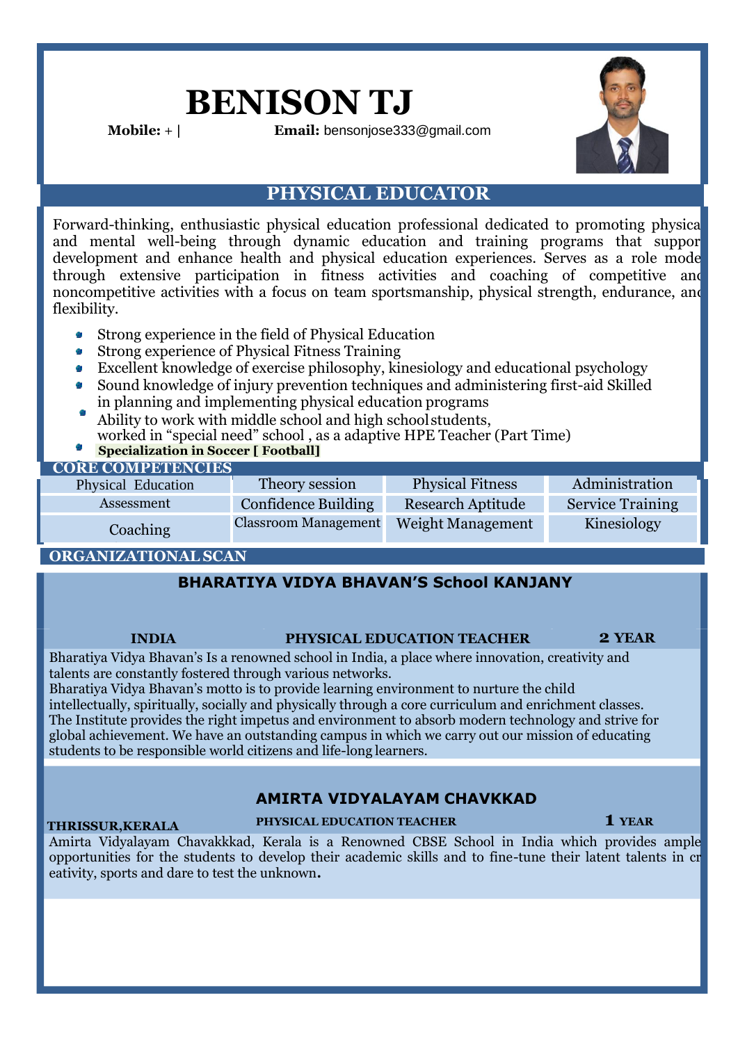# BENISON TJ

**Mobile:** + | **Email:** bensonjose333@gmail.com

## PHYSICAL EDUCATOR

Forward-thinking, enthusiastic physical education professional dedicated to promoting physica and mental well-being through dynamic education and training programs that suppor development and enhance health and physical education experiences. Serves as a role mode through extensive participation in fitness activities and coaching of competitive anc noncompetitive activities with a focus on team sportsmanship, physical strength, endurance, anc flexibility.

- Strong experience in the field of Physical Education
- Strong experience of Physical Fitness Training
- Excellent knowledge of exercise philosophy, kinesiology and educational psychology
- Sound knowledge of injury prevention techniques and administering first-aid Skilled in planning and implementing physical education programs
- Ability to work with middle school and high school students, worked in "special need" school , as a adaptive HPE Teacher (Part Time)
- **Specialization in Soccer [ Football]**

## CORE COMPETENCIES

| | | | |
|---|---|---|---|
| Physical Education | Theory session | Physical Fitness | Administration |
| Assessment | Confidence Building | Research Aptitude | Service Training |
| Coaching | Classroom Management | Weight Management | Kinesiology |

## ORGANIZATIONAL SCAN

### BHARATIYA VIDYA BHAVAN'S School KANJANY

**INDIA** | **PHYSICAL EDUCATION TEACHER** | **2 YEAR**

Bharatiya Vidya Bhavan's Is a renowned school in India, a place where innovation, creativity and talents are constantly fostered through various networks.

Bharatiya Vidya Bhavan's motto is to provide learning environment to nurture the child intellectually, spiritually, socially and physically through a core curriculum and enrichment classes. The Institute provides the right impetus and environment to absorb modern technology and strive for global achievement. We have an outstanding campus in which we carry out our mission of educating students to be responsible world citizens and life-long learners.

### AMIRTA VIDYALAYAM CHAVKKAD

**THRISSUR,KERALA** | **PHYSICAL EDUCATION TEACHER** | **1 YEAR**

Amirta Vidyalayam Chavakkkad, Kerala is a Renowned CBSE School in India which provides ample opportunities for the students to develop their academic skills and to fine-tune their latent talents in cr eativity, sports and dare to test the unknown**.**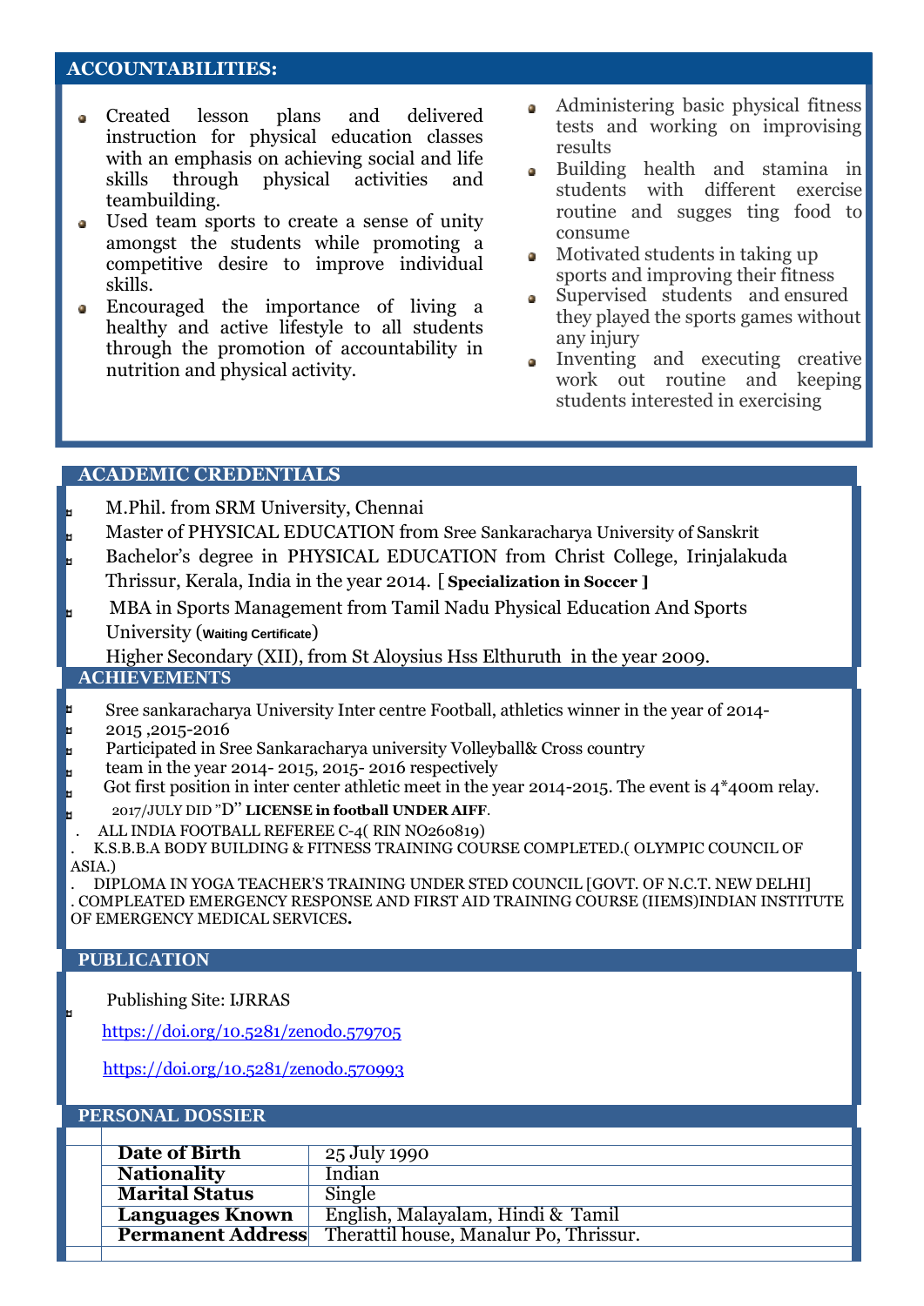## ACCOUNTABILITIES:

- Created lesson plans and delivered instruction for physical education classes with an emphasis on achieving social and life skills through physical activities and teambuilding.
- Used team sports to create a sense of unity amongst the students while promoting a competitive desire to improve individual skills.
- Encouraged the importance of living a healthy and active lifestyle to all students through the promotion of accountability in nutrition and physical activity.
- Administering basic physical fitness tests and working on improvising results
- Building health and stamina in students with different exercise routine and sugges ting food to consume
- Motivated students in taking up sports and improving their fitness
- Supervised students and ensured they played the sports games without any injury
- Inventing and executing creative work out routine and keeping students interested in exercising

## ACADEMIC CREDENTIALS

- M.Phil. from SRM University, Chennai
- Master of PHYSICAL EDUCATION from Sree Sankaracharya University of Sanskrit
- Bachelor's degree in PHYSICAL EDUCATION from Christ College, Irinjalakuda Thrissur, Kerala, India in the year 2014. [ **Specialization in Soccer ]**
- MBA in Sports Management from Tamil Nadu Physical Education And Sports University (**Waiting Certificate**)

Higher Secondary (XII), from St Aloysius Hss Elthuruth in the year 2009.

## ACHIEVEMENTS

- Sree sankaracharya University Inter centre Football, athletics winner in the year of 2014-
- 2015 ,2015-2016
- Participated in Sree Sankaracharya university Volleyball& Cross country
- team in the year 2014- 2015, 2015- 2016 respectively
- Got first position in inter center athletic meet in the year 2014-2015. The event is 4*400m relay.
- 2017/JULY DID "D" **LICENSE in football UNDER AIFF**.

. ALL INDIA FOOTBALL REFEREE C-4( RIN NO260819)

. K.S.B.B.A BODY BUILDING & FITNESS TRAINING COURSE COMPLETED.( OLYMPIC COUNCIL OF ASIA.)

. DIPLOMA IN YOGA TEACHER'S TRAINING UNDER STED COUNCIL [GOVT. OF N.C.T. NEW DELHI]

. COMPLEATED EMERGENCY RESPONSE AND FIRST AID TRAINING COURSE (IIEMS)INDIAN INSTITUTE OF EMERGENCY MEDICAL SERVICES**.**

## PUBLICATION

- Publishing Site: IJRRAS

https://doi.org/10.5281/zenodo.579705

https://doi.org/10.5281/zenodo.570993

## PERSONAL DOSSIER

| | |
|---|---|
| **Date of Birth** | 25 July 1990 |
| **Nationality** | Indian |
| **Marital Status** | Single |
| **Languages Known** | English, Malayalam, Hindi & Tamil |
| **Permanent Address** | Therattil house, Manalur Po, Thrissur. |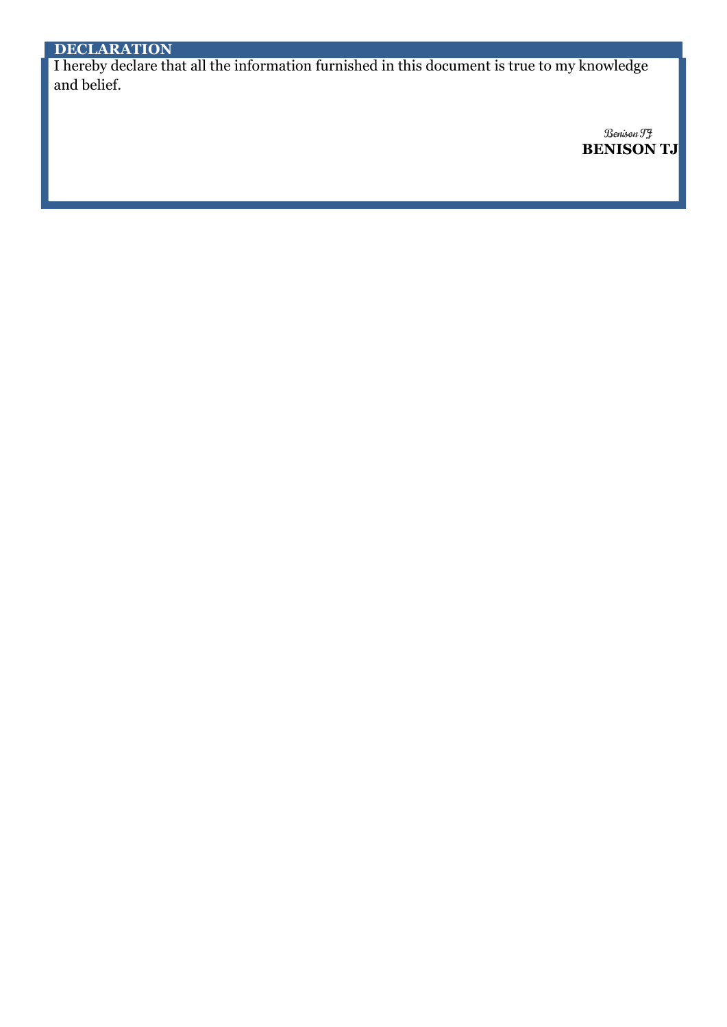## DECLARATION

I hereby declare that all the information furnished in this document is true to my knowledge and belief.

*Benison TJ*

**BENISON TJ**